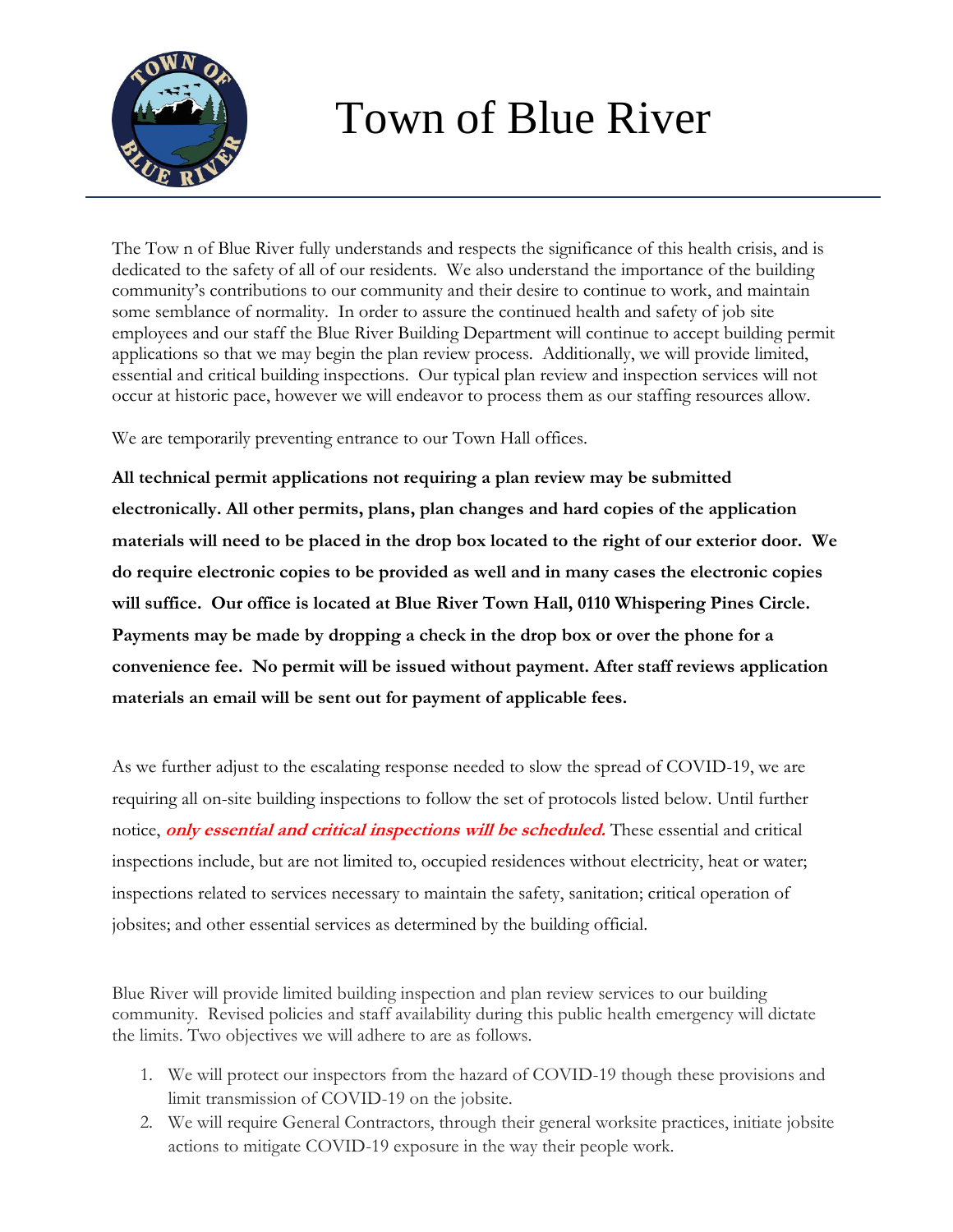# Town of Blue River

The Tow n of Blue River fully understands and respects the significance of this health crisis, and is dedicated to the safety of all of our residents. We also understand the importance of the building community's contributions to our community and their desire to continue to work, and maintain some semblance of normality. In order to assure the continued health and safety of job site employees and our staff the Blue River Building Department will continue to accept building permit applications so that we may begin the plan review process. Additionally, we will provide limited, essential and critical building inspections. Our typical plan review and inspection services will not occur at historic pace, however we will endeavor to process them as our staffing resources allow.

We are temporarily preventing entrance to our Town Hall offices.

**All technical permit applications not requiring a plan review may be submitted electronically. All other permits, plans, plan changes and hard copies of the application materials will need to be placed in the drop box located to the right of our exterior door. We do require electronic copies to be provided as well and in many cases the electronic copies will suffice. Our office is located at Blue River Town Hall, 0110 Whispering Pines Circle. Payments may be made by dropping a check in the drop box or over the phone for a convenience fee. No permit will be issued without payment. After staff reviews application materials an email will be sent out for payment of applicable fees.**

As we further adjust to the escalating response needed to slow the spread of COVID-19, we are requiring all on-site building inspections to follow the set of protocols listed below. Until further notice, ***only essential and critical inspections will be scheduled.*** These essential and critical inspections include, but are not limited to, occupied residences without electricity, heat or water; inspections related to services necessary to maintain the safety, sanitation; critical operation of jobsites; and other essential services as determined by the building official.

Blue River will provide limited building inspection and plan review services to our building community. Revised policies and staff availability during this public health emergency will dictate the limits. Two objectives we will adhere to are as follows.

1. We will protect our inspectors from the hazard of COVID-19 though these provisions and limit transmission of COVID-19 on the jobsite.
2. We will require General Contractors, through their general worksite practices, initiate jobsite actions to mitigate COVID-19 exposure in the way their people work.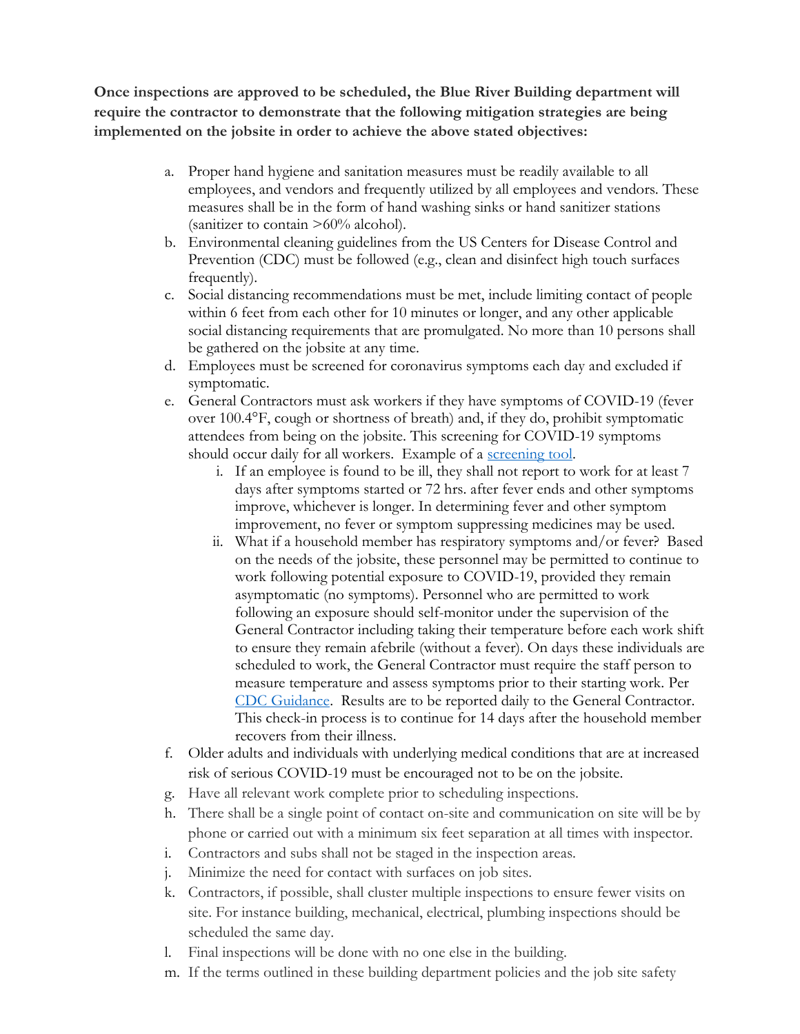**Once inspections are approved to be scheduled, the Blue River Building department will require the contractor to demonstrate that the following mitigation strategies are being implemented on the jobsite in order to achieve the above stated objectives:**

a. Proper hand hygiene and sanitation measures must be readily available to all employees, and vendors and frequently utilized by all employees and vendors. These measures shall be in the form of hand washing sinks or hand sanitizer stations (sanitizer to contain >60% alcohol).
b. Environmental cleaning guidelines from the US Centers for Disease Control and Prevention (CDC) must be followed (e.g., clean and disinfect high touch surfaces frequently).
c. Social distancing recommendations must be met, include limiting contact of people within 6 feet from each other for 10 minutes or longer, and any other applicable social distancing requirements that are promulgated. No more than 10 persons shall be gathered on the jobsite at any time.
d. Employees must be screened for coronavirus symptoms each day and excluded if symptomatic.
e. General Contractors must ask workers if they have symptoms of COVID-19 (fever over 100.4°F, cough or shortness of breath) and, if they do, prohibit symptomatic attendees from being on the jobsite. This screening for COVID-19 symptoms should occur daily for all workers. Example of a [screening tool](#).
   i. If an employee is found to be ill, they shall not report to work for at least 7 days after symptoms started or 72 hrs. after fever ends and other symptoms improve, whichever is longer. In determining fever and other symptom improvement, no fever or symptom suppressing medicines may be used.
   ii. What if a household member has respiratory symptoms and/or fever? Based on the needs of the jobsite, these personnel may be permitted to continue to work following potential exposure to COVID-19, provided they remain asymptomatic (no symptoms). Personnel who are permitted to work following an exposure should self-monitor under the supervision of the General Contractor including taking their temperature before each work shift to ensure they remain afebrile (without a fever). On days these individuals are scheduled to work, the General Contractor must require the staff person to measure temperature and assess symptoms prior to their starting work. Per [CDC Guidance](#). Results are to be reported daily to the General Contractor. This check-in process is to continue for 14 days after the household member recovers from their illness.
f. Older adults and individuals with underlying medical conditions that are at increased risk of serious COVID-19 must be encouraged not to be on the jobsite.
g. Have all relevant work complete prior to scheduling inspections.
h. There shall be a single point of contact on-site and communication on site will be by phone or carried out with a minimum six feet separation at all times with inspector.
i. Contractors and subs shall not be staged in the inspection areas.
j. Minimize the need for contact with surfaces on job sites.
k. Contractors, if possible, shall cluster multiple inspections to ensure fewer visits on site. For instance building, mechanical, electrical, plumbing inspections should be scheduled the same day.
l. Final inspections will be done with no one else in the building.
m. If the terms outlined in these building department policies and the job site safety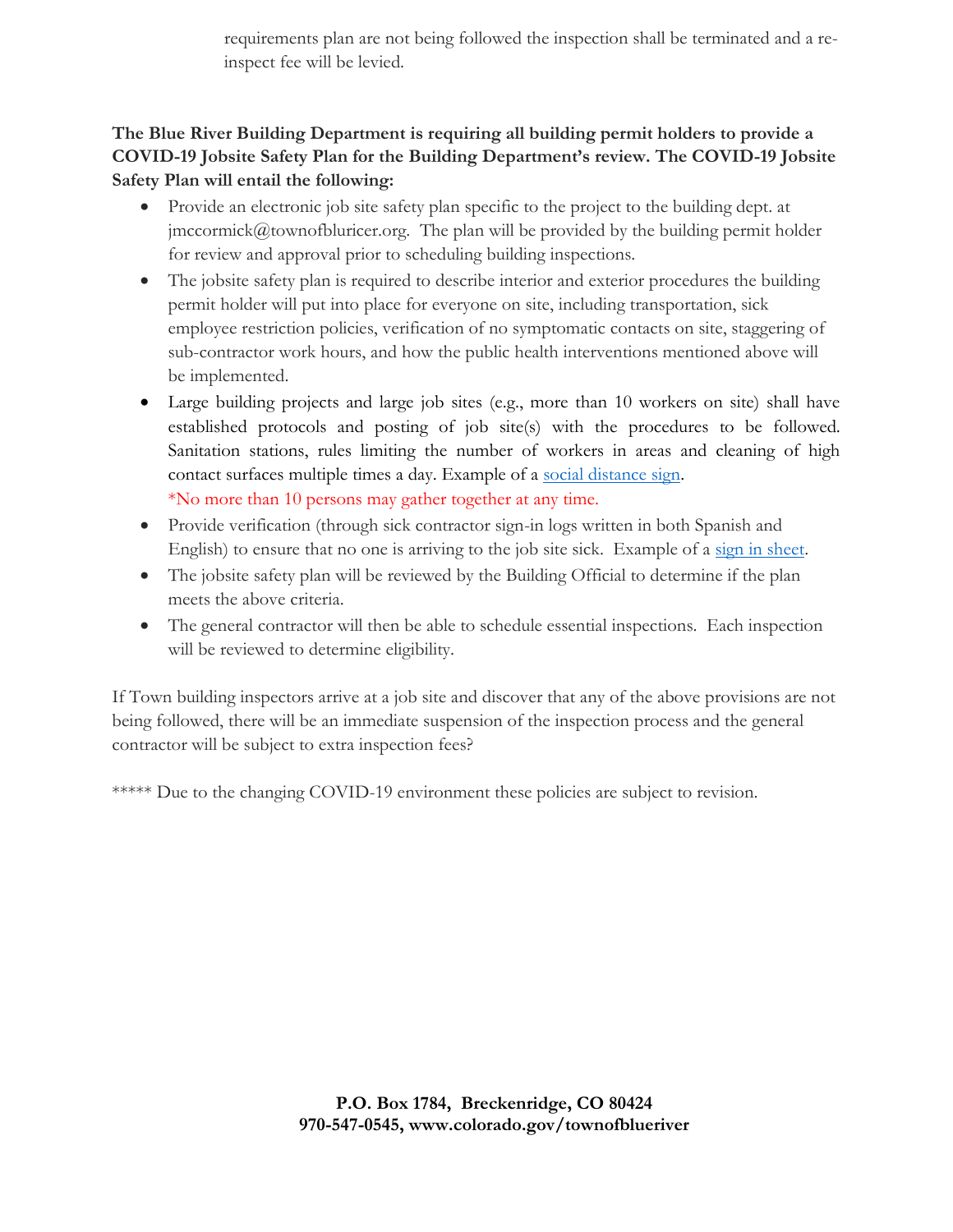requirements plan are not being followed the inspection shall be terminated and a re-inspect fee will be levied.

**The Blue River Building Department is requiring all building permit holders to provide a COVID-19 Jobsite Safety Plan for the Building Department's review. The COVID-19 Jobsite Safety Plan will entail the following:**

- Provide an electronic job site safety plan specific to the project to the building dept. at jmccormick@townofbluricer.org. The plan will be provided by the building permit holder for review and approval prior to scheduling building inspections.
- The jobsite safety plan is required to describe interior and exterior procedures the building permit holder will put into place for everyone on site, including transportation, sick employee restriction policies, verification of no symptomatic contacts on site, staggering of sub-contractor work hours, and how the public health interventions mentioned above will be implemented.
- Large building projects and large job sites (e.g., more than 10 workers on site) shall have established protocols and posting of job site(s) with the procedures to be followed. Sanitation stations, rules limiting the number of workers in areas and cleaning of high contact surfaces multiple times a day. Example of a [social distance sign](). 
  *No more than 10 persons may gather together at any time.
- Provide verification (through sick contractor sign-in logs written in both Spanish and English) to ensure that no one is arriving to the job site sick. Example of a [sign in sheet]().
- The jobsite safety plan will be reviewed by the Building Official to determine if the plan meets the above criteria.
- The general contractor will then be able to schedule essential inspections. Each inspection will be reviewed to determine eligibility.

If Town building inspectors arrive at a job site and discover that any of the above provisions are not being followed, there will be an immediate suspension of the inspection process and the general contractor will be subject to extra inspection fees?

***** Due to the changing COVID-19 environment these policies are subject to revision.

**P.O. Box 1784, Breckenridge, CO 80424**
**970-547-0545, www.colorado.gov/townofblueriver**